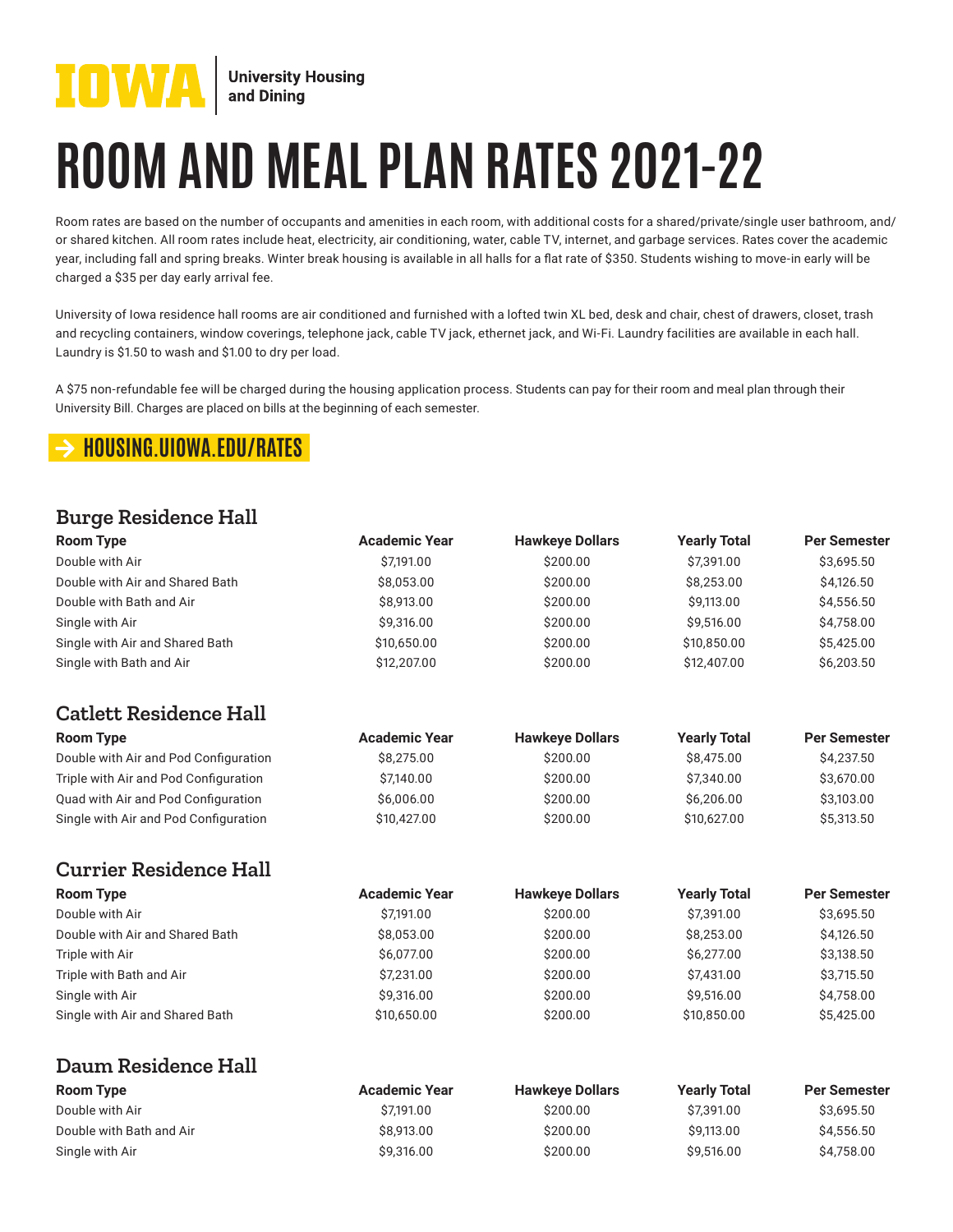IOWA | University Housing and Dining

# ROOM AND MEAL PLAN RATES 2021-22

Room rates are based on the number of occupants and amenities in each room, with additional costs for a shared/private/single user bathroom, and/or shared kitchen. All room rates include heat, electricity, air conditioning, water, cable TV, internet, and garbage services. Rates cover the academic year, including fall and spring breaks. Winter break housing is available in all halls for a flat rate of $350. Students wishing to move-in early will be charged a $35 per day early arrival fee.

University of Iowa residence hall rooms are air conditioned and furnished with a lofted twin XL bed, desk and chair, chest of drawers, closet, trash and recycling containers, window coverings, telephone jack, cable TV jack, ethernet jack, and Wi-Fi. Laundry facilities are available in each hall. Laundry is $1.50 to wash and $1.00 to dry per load.

A $75 non-refundable fee will be charged during the housing application process. Students can pay for their room and meal plan through their University Bill. Charges are placed on bills at the beginning of each semester.

**→ HOUSING.UIOWA.EDU/RATES**

## Burge Residence Hall

| Room Type | Academic Year | Hawkeye Dollars | Yearly Total | Per Semester |
|---|---|---|---|---|
| Double with Air | $7,191.00 | $200.00 | $7,391.00 | $3,695.50 |
| Double with Air and Shared Bath | $8,053.00 | $200.00 | $8,253.00 | $4,126.50 |
| Double with Bath and Air | $8,913.00 | $200.00 | $9,113.00 | $4,556.50 |
| Single with Air | $9,316.00 | $200.00 | $9,516.00 | $4,758.00 |
| Single with Air and Shared Bath | $10,650.00 | $200.00 | $10,850.00 | $5,425.00 |
| Single with Bath and Air | $12,207.00 | $200.00 | $12,407.00 | $6,203.50 |

## Catlett Residence Hall

| Room Type | Academic Year | Hawkeye Dollars | Yearly Total | Per Semester |
|---|---|---|---|---|
| Double with Air and Pod Configuration | $8,275.00 | $200.00 | $8,475.00 | $4,237.50 |
| Triple with Air and Pod Configuration | $7,140.00 | $200.00 | $7,340.00 | $3,670.00 |
| Quad with Air and Pod Configuration | $6,006.00 | $200.00 | $6,206.00 | $3,103.00 |
| Single with Air and Pod Configuration | $10,427.00 | $200.00 | $10,627.00 | $5,313.50 |

## Currier Residence Hall

| Room Type | Academic Year | Hawkeye Dollars | Yearly Total | Per Semester |
|---|---|---|---|---|
| Double with Air | $7,191.00 | $200.00 | $7,391.00 | $3,695.50 |
| Double with Air and Shared Bath | $8,053.00 | $200.00 | $8,253.00 | $4,126.50 |
| Triple with Air | $6,077.00 | $200.00 | $6,277.00 | $3,138.50 |
| Triple with Bath and Air | $7,231.00 | $200.00 | $7,431.00 | $3,715.50 |
| Single with Air | $9,316.00 | $200.00 | $9,516.00 | $4,758.00 |
| Single with Air and Shared Bath | $10,650.00 | $200.00 | $10,850.00 | $5,425.00 |

## Daum Residence Hall

| Room Type | Academic Year | Hawkeye Dollars | Yearly Total | Per Semester |
|---|---|---|---|---|
| Double with Air | $7,191.00 | $200.00 | $7,391.00 | $3,695.50 |
| Double with Bath and Air | $8,913.00 | $200.00 | $9,113.00 | $4,556.50 |
| Single with Air | $9,316.00 | $200.00 | $9,516.00 | $4,758.00 |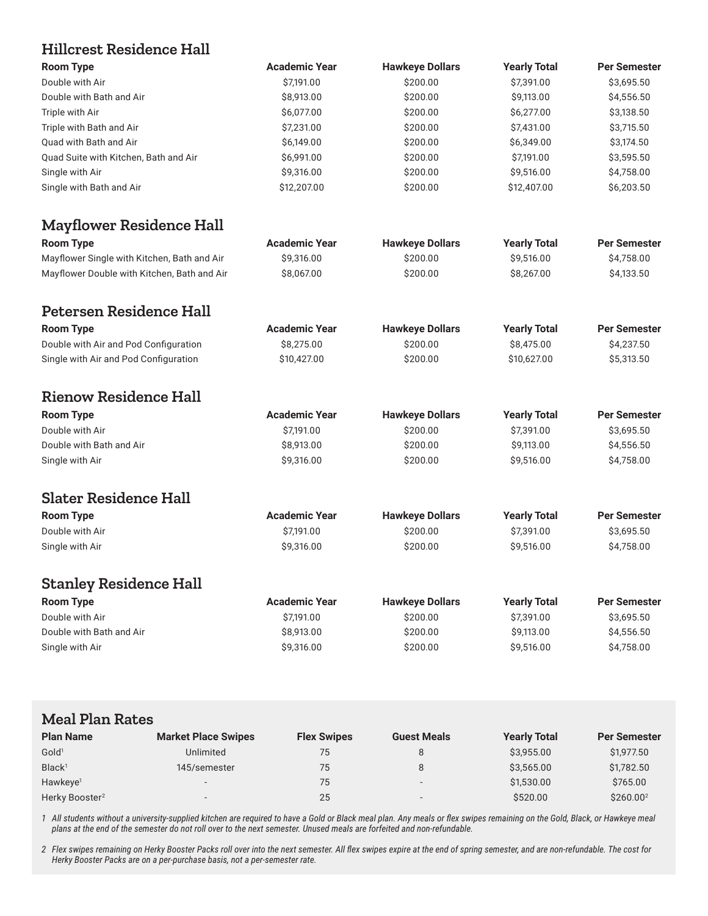## Hillcrest Residence Hall

| Room Type | Academic Year | Hawkeye Dollars | Yearly Total | Per Semester |
|---|---|---|---|---|
| Double with Air | $7,191.00 | $200.00 | $7,391.00 | $3,695.50 |
| Double with Bath and Air | $8,913.00 | $200.00 | $9,113.00 | $4,556.50 |
| Triple with Air | $6,077.00 | $200.00 | $6,277.00 | $3,138.50 |
| Triple with Bath and Air | $7,231.00 | $200.00 | $7,431.00 | $3,715.50 |
| Quad with Bath and Air | $6,149.00 | $200.00 | $6,349.00 | $3,174.50 |
| Quad Suite with Kitchen, Bath and Air | $6,991.00 | $200.00 | $7,191.00 | $3,595.50 |
| Single with Air | $9,316.00 | $200.00 | $9,516.00 | $4,758.00 |
| Single with Bath and Air | $12,207.00 | $200.00 | $12,407.00 | $6,203.50 |

## Mayflower Residence Hall

| Room Type | Academic Year | Hawkeye Dollars | Yearly Total | Per Semester |
|---|---|---|---|---|
| Mayflower Single with Kitchen, Bath and Air | $9,316.00 | $200.00 | $9,516.00 | $4,758.00 |
| Mayflower Double with Kitchen, Bath and Air | $8,067.00 | $200.00 | $8,267.00 | $4,133.50 |

## Petersen Residence Hall

| Room Type | Academic Year | Hawkeye Dollars | Yearly Total | Per Semester |
|---|---|---|---|---|
| Double with Air and Pod Configuration | $8,275.00 | $200.00 | $8,475.00 | $4,237.50 |
| Single with Air and Pod Configuration | $10,427.00 | $200.00 | $10,627.00 | $5,313.50 |

## Rienow Residence Hall

| Room Type | Academic Year | Hawkeye Dollars | Yearly Total | Per Semester |
|---|---|---|---|---|
| Double with Air | $7,191.00 | $200.00 | $7,391.00 | $3,695.50 |
| Double with Bath and Air | $8,913.00 | $200.00 | $9,113.00 | $4,556.50 |
| Single with Air | $9,316.00 | $200.00 | $9,516.00 | $4,758.00 |

## Slater Residence Hall

| Room Type | Academic Year | Hawkeye Dollars | Yearly Total | Per Semester |
|---|---|---|---|---|
| Double with Air | $7,191.00 | $200.00 | $7,391.00 | $3,695.50 |
| Single with Air | $9,316.00 | $200.00 | $9,516.00 | $4,758.00 |

## Stanley Residence Hall

| Room Type | Academic Year | Hawkeye Dollars | Yearly Total | Per Semester |
|---|---|---|---|---|
| Double with Air | $7,191.00 | $200.00 | $7,391.00 | $3,695.50 |
| Double with Bath and Air | $8,913.00 | $200.00 | $9,113.00 | $4,556.50 |
| Single with Air | $9,316.00 | $200.00 | $9,516.00 | $4,758.00 |

## Meal Plan Rates

| Plan Name | Market Place Swipes | Flex Swipes | Guest Meals | Yearly Total | Per Semester |
|---|---|---|---|---|---|
| Gold[1] | Unlimited | 75 | 8 | $3,955.00 | $1,977.50 |
| Black[1] | 145/semester | 75 | 8 | $3,565.00 | $1,782.50 |
| Hawkeye[1] | - | 75 | - | $1,530.00 | $765.00 |
| Herky Booster[2] | - | 25 | - | $520.00 | $260.00[2] |

*1 All students without a university-supplied kitchen are required to have a Gold or Black meal plan. Any meals or flex swipes remaining on the Gold, Black, or Hawkeye meal plans at the end of the semester do not roll over to the next semester. Unused meals are forfeited and non-refundable.*

*2 Flex swipes remaining on Herky Booster Packs roll over into the next semester. All flex swipes expire at the end of spring semester, and are non-refundable. The cost for Herky Booster Packs are on a per-purchase basis, not a per-semester rate.*